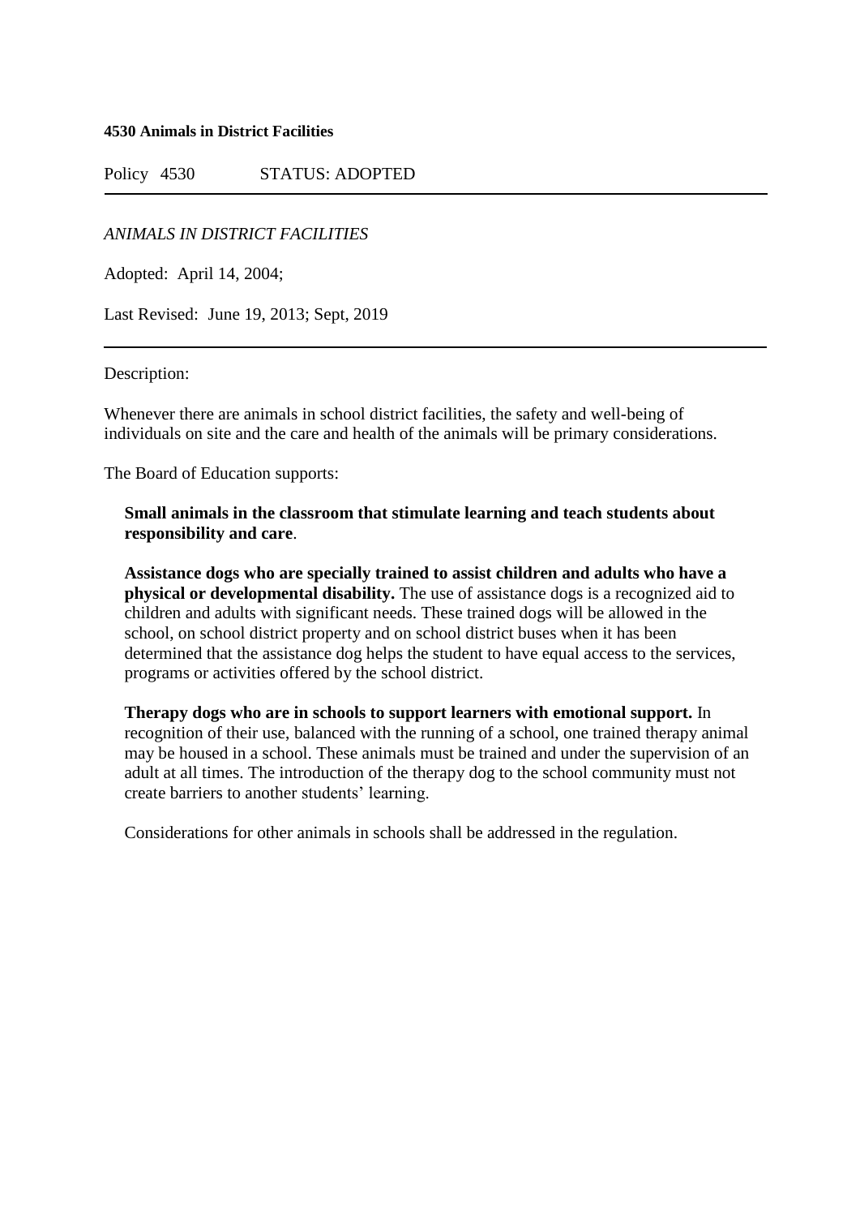**4530 Animals in District Facilities**

Policy 4530 STATUS: ADOPTED

---

*ANIMALS IN DISTRICT FACILITIES*

Adopted: April 14, 2004;

Last Revised: June 19, 2013; Sept, 2019

---

Description:

Whenever there are animals in school district facilities, the safety and well-being of individuals on site and the care and health of the animals will be primary considerations.

The Board of Education supports:

**Small animals in the classroom that stimulate learning and teach students about responsibility and care**.

**Assistance dogs who are specially trained to assist children and adults who have a physical or developmental disability.** The use of assistance dogs is a recognized aid to children and adults with significant needs. These trained dogs will be allowed in the school, on school district property and on school district buses when it has been determined that the assistance dog helps the student to have equal access to the services, programs or activities offered by the school district.

**Therapy dogs who are in schools to support learners with emotional support.** In recognition of their use, balanced with the running of a school, one trained therapy animal may be housed in a school. These animals must be trained and under the supervision of an adult at all times. The introduction of the therapy dog to the school community must not create barriers to another students' learning.

Considerations for other animals in schools shall be addressed in the regulation.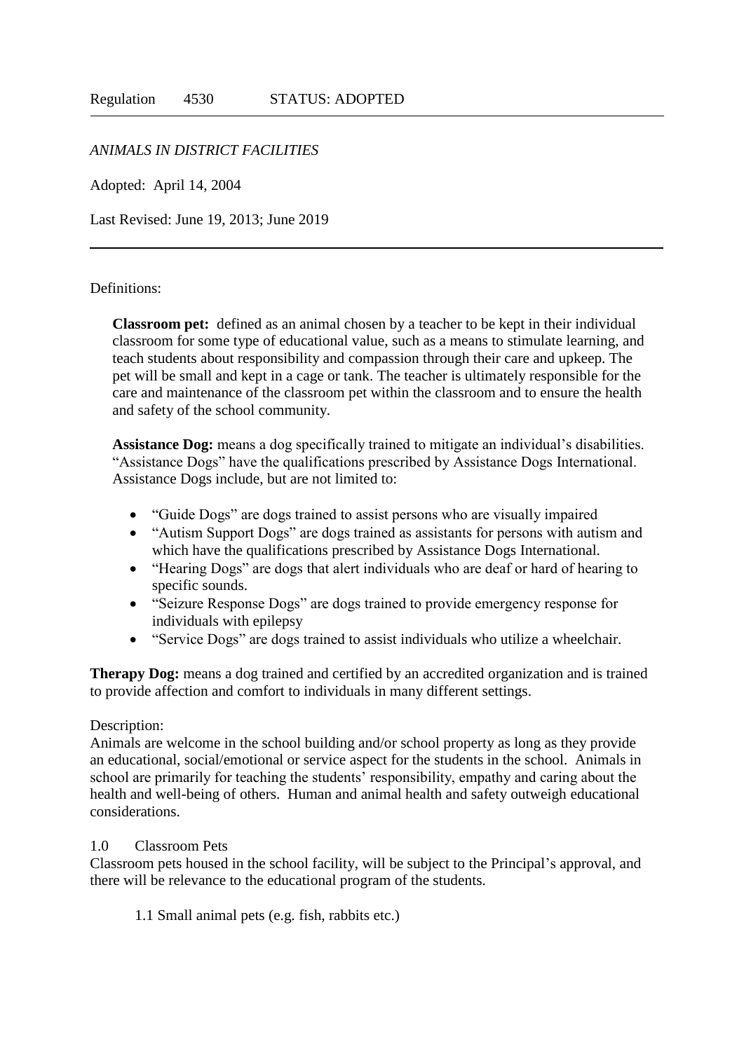Regulation 4530 STATUS: ADOPTED

---

*ANIMALS IN DISTRICT FACILITIES*

Adopted: April 14, 2004

Last Revised: June 19, 2013; June 2019

---

Definitions:

**Classroom pet:** defined as an animal chosen by a teacher to be kept in their individual classroom for some type of educational value, such as a means to stimulate learning, and teach students about responsibility and compassion through their care and upkeep. The pet will be small and kept in a cage or tank. The teacher is ultimately responsible for the care and maintenance of the classroom pet within the classroom and to ensure the health and safety of the school community.

**Assistance Dog:** means a dog specifically trained to mitigate an individual's disabilities. "Assistance Dogs" have the qualifications prescribed by Assistance Dogs International. Assistance Dogs include, but are not limited to:

- "Guide Dogs" are dogs trained to assist persons who are visually impaired
- "Autism Support Dogs" are dogs trained as assistants for persons with autism and which have the qualifications prescribed by Assistance Dogs International.
- "Hearing Dogs" are dogs that alert individuals who are deaf or hard of hearing to specific sounds.
- "Seizure Response Dogs" are dogs trained to provide emergency response for individuals with epilepsy
- "Service Dogs" are dogs trained to assist individuals who utilize a wheelchair.

**Therapy Dog:** means a dog trained and certified by an accredited organization and is trained to provide affection and comfort to individuals in many different settings.

Description:
Animals are welcome in the school building and/or school property as long as they provide an educational, social/emotional or service aspect for the students in the school. Animals in school are primarily for teaching the students' responsibility, empathy and caring about the health and well-being of others. Human and animal health and safety outweigh educational considerations.

1.0 Classroom Pets
Classroom pets housed in the school facility, will be subject to the Principal's approval, and there will be relevance to the educational program of the students.

1.1 Small animal pets (e.g. fish, rabbits etc.)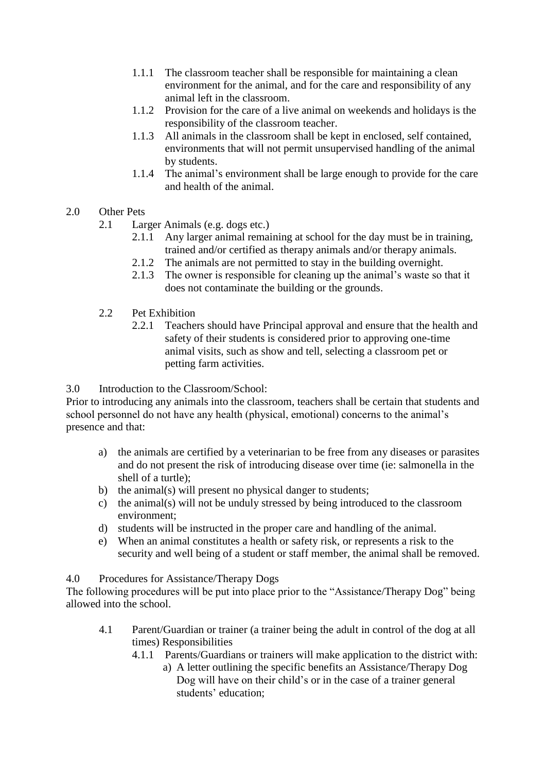1.1.1 The classroom teacher shall be responsible for maintaining a clean environment for the animal, and for the care and responsibility of any animal left in the classroom.

1.1.2 Provision for the care of a live animal on weekends and holidays is the responsibility of the classroom teacher.

1.1.3 All animals in the classroom shall be kept in enclosed, self contained, environments that will not permit unsupervised handling of the animal by students.

1.1.4 The animal's environment shall be large enough to provide for the care and health of the animal.

2.0 Other Pets

2.1 Larger Animals (e.g. dogs etc.)

2.1.1 Any larger animal remaining at school for the day must be in training, trained and/or certified as therapy animals and/or therapy animals.

2.1.2 The animals are not permitted to stay in the building overnight.

2.1.3 The owner is responsible for cleaning up the animal's waste so that it does not contaminate the building or the grounds.

2.2 Pet Exhibition

2.2.1 Teachers should have Principal approval and ensure that the health and safety of their students is considered prior to approving one-time animal visits, such as show and tell, selecting a classroom pet or petting farm activities.

3.0 Introduction to the Classroom/School:

Prior to introducing any animals into the classroom, teachers shall be certain that students and school personnel do not have any health (physical, emotional) concerns to the animal's presence and that:

a) the animals are certified by a veterinarian to be free from any diseases or parasites and do not present the risk of introducing disease over time (ie: salmonella in the shell of a turtle);
b) the animal(s) will present no physical danger to students;
c) the animal(s) will not be unduly stressed by being introduced to the classroom environment;
d) students will be instructed in the proper care and handling of the animal.
e) When an animal constitutes a health or safety risk, or represents a risk to the security and well being of a student or staff member, the animal shall be removed.

4.0 Procedures for Assistance/Therapy Dogs

The following procedures will be put into place prior to the "Assistance/Therapy Dog" being allowed into the school.

4.1 Parent/Guardian or trainer (a trainer being the adult in control of the dog at all times) Responsibilities

4.1.1 Parents/Guardians or trainers will make application to the district with:

a) A letter outlining the specific benefits an Assistance/Therapy Dog Dog will have on their child's or in the case of a trainer general students' education;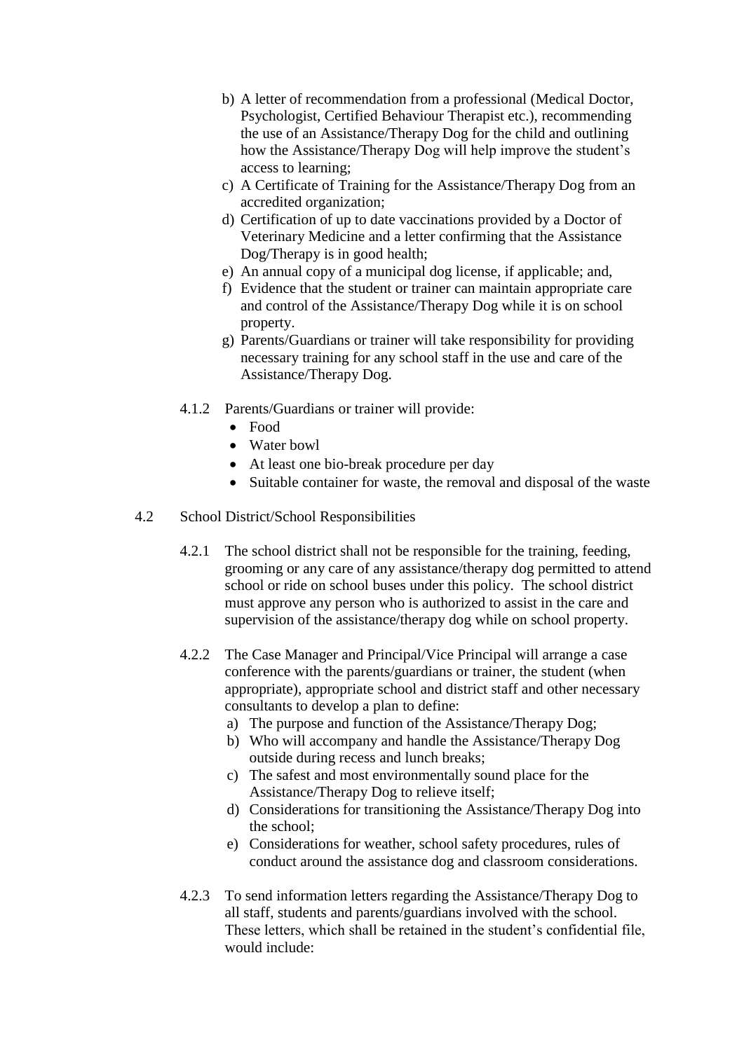b) A letter of recommendation from a professional (Medical Doctor, Psychologist, Certified Behaviour Therapist etc.), recommending the use of an Assistance/Therapy Dog for the child and outlining how the Assistance/Therapy Dog will help improve the student's access to learning;
c) A Certificate of Training for the Assistance/Therapy Dog from an accredited organization;
d) Certification of up to date vaccinations provided by a Doctor of Veterinary Medicine and a letter confirming that the Assistance Dog/Therapy is in good health;
e) An annual copy of a municipal dog license, if applicable; and,
f) Evidence that the student or trainer can maintain appropriate care and control of the Assistance/Therapy Dog while it is on school property.
g) Parents/Guardians or trainer will take responsibility for providing necessary training for any school staff in the use and care of the Assistance/Therapy Dog.

4.1.2 Parents/Guardians or trainer will provide:

- Food
- Water bowl
- At least one bio-break procedure per day
- Suitable container for waste, the removal and disposal of the waste

4.2 School District/School Responsibilities

4.2.1 The school district shall not be responsible for the training, feeding, grooming or any care of any assistance/therapy dog permitted to attend school or ride on school buses under this policy. The school district must approve any person who is authorized to assist in the care and supervision of the assistance/therapy dog while on school property.

4.2.2 The Case Manager and Principal/Vice Principal will arrange a case conference with the parents/guardians or trainer, the student (when appropriate), appropriate school and district staff and other necessary consultants to develop a plan to define:

a) The purpose and function of the Assistance/Therapy Dog;
b) Who will accompany and handle the Assistance/Therapy Dog outside during recess and lunch breaks;
c) The safest and most environmentally sound place for the Assistance/Therapy Dog to relieve itself;
d) Considerations for transitioning the Assistance/Therapy Dog into the school;
e) Considerations for weather, school safety procedures, rules of conduct around the assistance dog and classroom considerations.

4.2.3 To send information letters regarding the Assistance/Therapy Dog to all staff, students and parents/guardians involved with the school. These letters, which shall be retained in the student's confidential file, would include: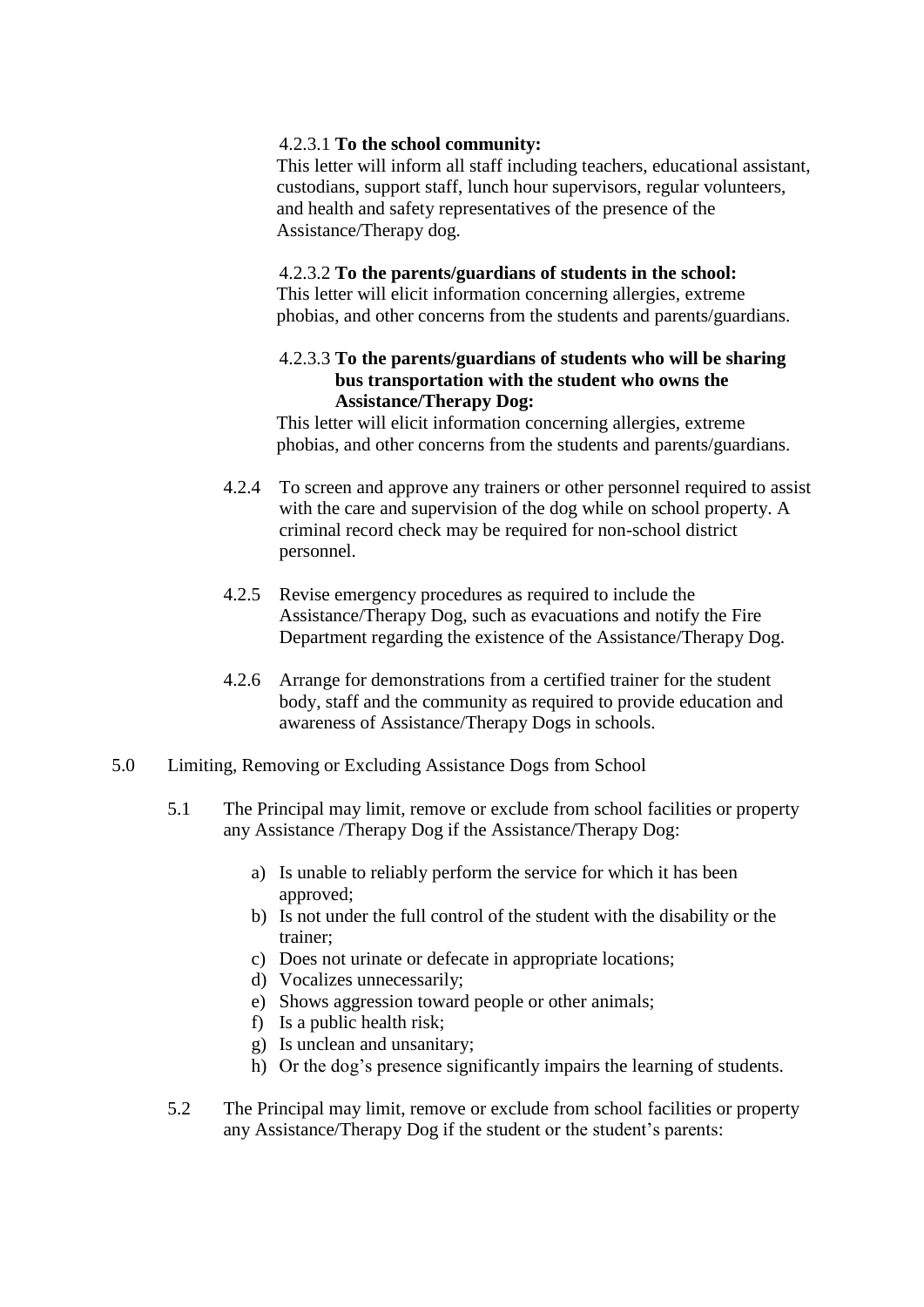4.2.3.1 **To the school community:**
This letter will inform all staff including teachers, educational assistant, custodians, support staff, lunch hour supervisors, regular volunteers, and health and safety representatives of the presence of the Assistance/Therapy dog.

4.2.3.2 **To the parents/guardians of students in the school:**
This letter will elicit information concerning allergies, extreme phobias, and other concerns from the students and parents/guardians.

4.2.3.3 **To the parents/guardians of students who will be sharing bus transportation with the student who owns the Assistance/Therapy Dog:**
This letter will elicit information concerning allergies, extreme phobias, and other concerns from the students and parents/guardians.

4.2.4 To screen and approve any trainers or other personnel required to assist with the care and supervision of the dog while on school property. A criminal record check may be required for non-school district personnel.

4.2.5 Revise emergency procedures as required to include the Assistance/Therapy Dog, such as evacuations and notify the Fire Department regarding the existence of the Assistance/Therapy Dog.

4.2.6 Arrange for demonstrations from a certified trainer for the student body, staff and the community as required to provide education and awareness of Assistance/Therapy Dogs in schools.

5.0 Limiting, Removing or Excluding Assistance Dogs from School

5.1 The Principal may limit, remove or exclude from school facilities or property any Assistance /Therapy Dog if the Assistance/Therapy Dog:

a) Is unable to reliably perform the service for which it has been approved;
b) Is not under the full control of the student with the disability or the trainer;
c) Does not urinate or defecate in appropriate locations;
d) Vocalizes unnecessarily;
e) Shows aggression toward people or other animals;
f) Is a public health risk;
g) Is unclean and unsanitary;
h) Or the dog's presence significantly impairs the learning of students.

5.2 The Principal may limit, remove or exclude from school facilities or property any Assistance/Therapy Dog if the student or the student's parents: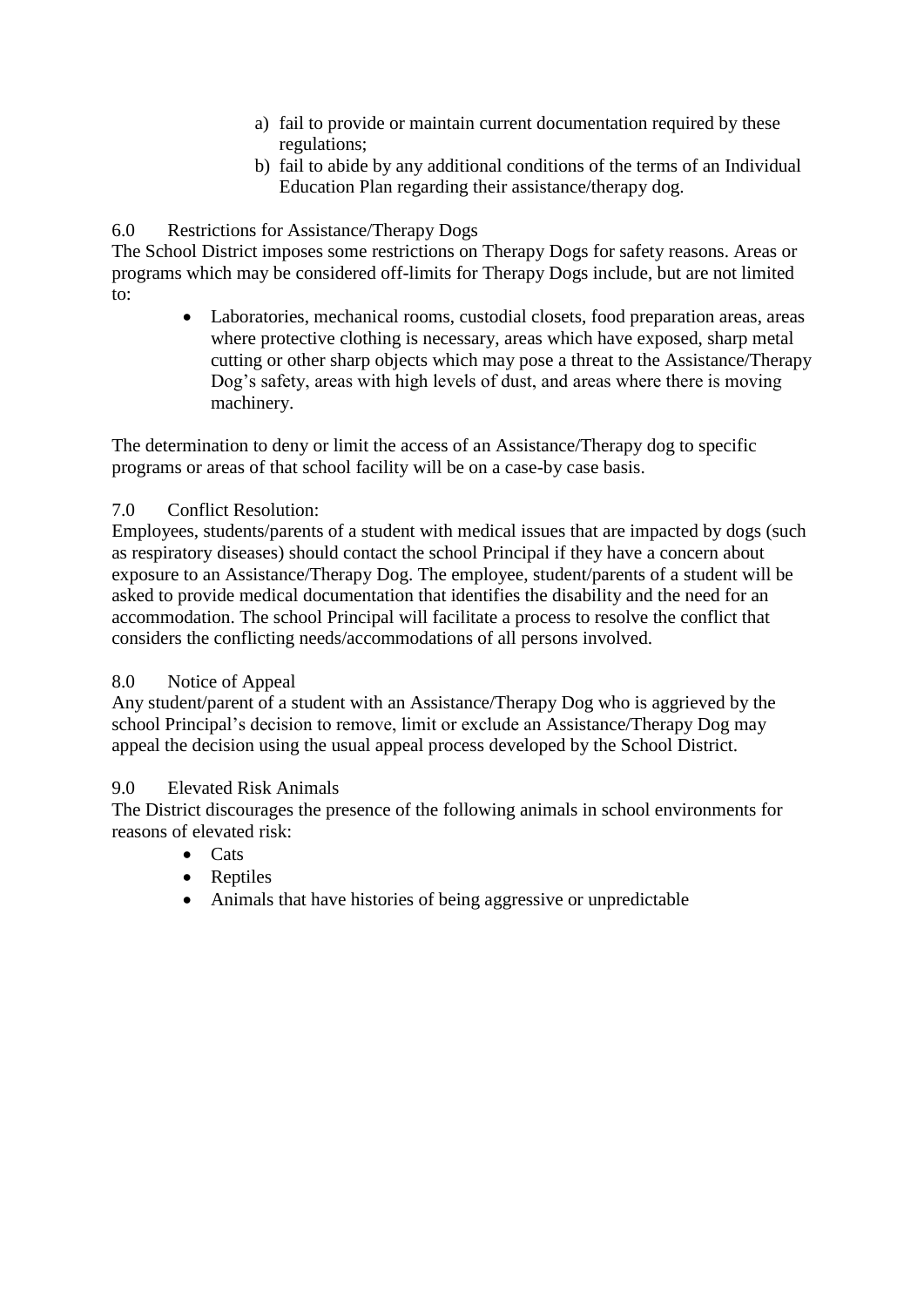a) fail to provide or maintain current documentation required by these regulations;
b) fail to abide by any additional conditions of the terms of an Individual Education Plan regarding their assistance/therapy dog.

## 6.0 Restrictions for Assistance/Therapy Dogs

The School District imposes some restrictions on Therapy Dogs for safety reasons. Areas or programs which may be considered off-limits for Therapy Dogs include, but are not limited to:

- Laboratories, mechanical rooms, custodial closets, food preparation areas, areas where protective clothing is necessary, areas which have exposed, sharp metal cutting or other sharp objects which may pose a threat to the Assistance/Therapy Dog's safety, areas with high levels of dust, and areas where there is moving machinery.

The determination to deny or limit the access of an Assistance/Therapy dog to specific programs or areas of that school facility will be on a case-by case basis.

## 7.0 Conflict Resolution:

Employees, students/parents of a student with medical issues that are impacted by dogs (such as respiratory diseases) should contact the school Principal if they have a concern about exposure to an Assistance/Therapy Dog. The employee, student/parents of a student will be asked to provide medical documentation that identifies the disability and the need for an accommodation. The school Principal will facilitate a process to resolve the conflict that considers the conflicting needs/accommodations of all persons involved.

## 8.0 Notice of Appeal

Any student/parent of a student with an Assistance/Therapy Dog who is aggrieved by the school Principal's decision to remove, limit or exclude an Assistance/Therapy Dog may appeal the decision using the usual appeal process developed by the School District.

## 9.0 Elevated Risk Animals

The District discourages the presence of the following animals in school environments for reasons of elevated risk:

- Cats
- Reptiles
- Animals that have histories of being aggressive or unpredictable